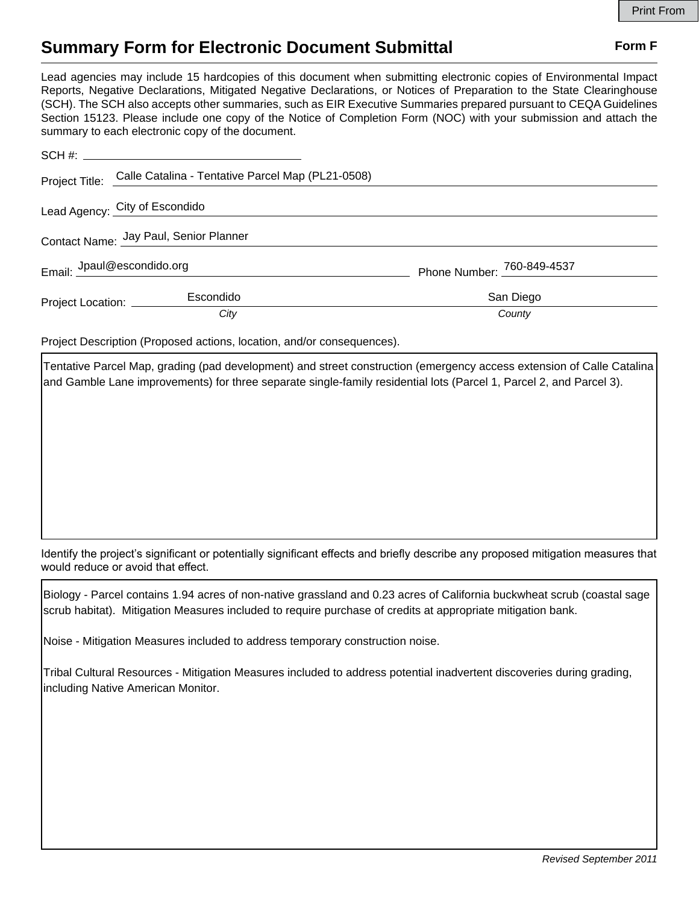# Summary Form for Electronic Document Submittal

**Form F**

Lead agencies may include 15 hardcopies of this document when submitting electronic copies of Environmental Impact Reports, Negative Declarations, Mitigated Negative Declarations, or Notices of Preparation to the State Clearinghouse (SCH). The SCH also accepts other summaries, such as EIR Executive Summaries prepared pursuant to CEQA Guidelines Section 15123. Please include one copy of the Notice of Completion Form (NOC) with your submission and attach the summary to each electronic copy of the document.

SCH #: 

Project Title: Calle Catalina - Tentative Parcel Map (PL21-0508)

Lead Agency: City of Escondido

Contact Name: Jay Paul, Senior Planner

Email: Jpaul@escondido.org Phone Number: 760-849-4537

Project Location: Escondido (*City*) San Diego (*County*)

Project Description (Proposed actions, location, and/or consequences).

Tentative Parcel Map, grading (pad development) and street construction (emergency access extension of Calle Catalina and Gamble Lane improvements) for three separate single-family residential lots (Parcel 1, Parcel 2, and Parcel 3).

Identify the project's significant or potentially significant effects and briefly describe any proposed mitigation measures that would reduce or avoid that effect.

Biology - Parcel contains 1.94 acres of non-native grassland and 0.23 acres of California buckwheat scrub (coastal sage scrub habitat). Mitigation Measures included to require purchase of credits at appropriate mitigation bank.

Noise - Mitigation Measures included to address temporary construction noise.

Tribal Cultural Resources - Mitigation Measures included to address potential inadvertent discoveries during grading, including Native American Monitor.

*Revised September 2011*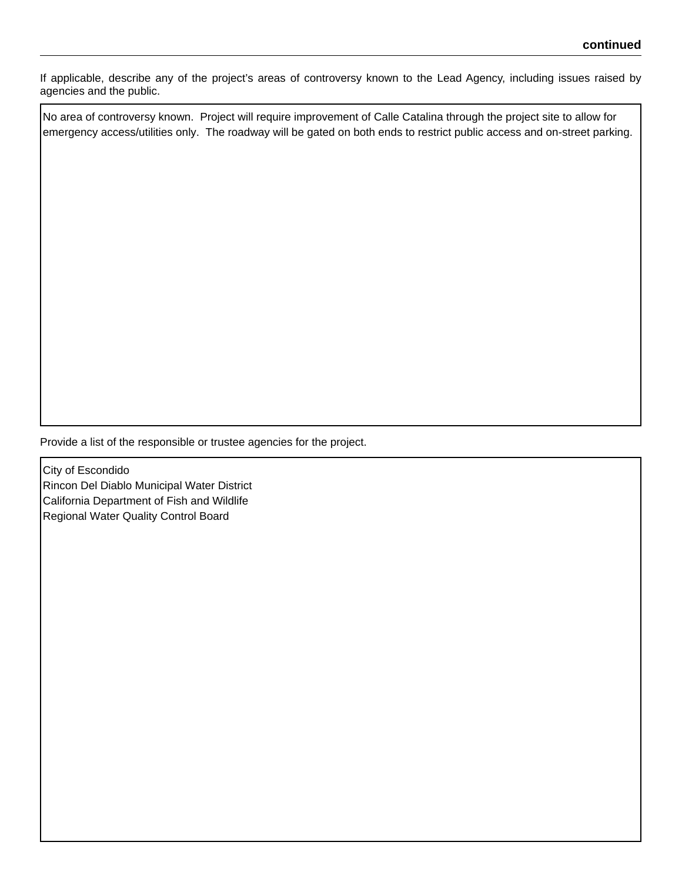**continued**

If applicable, describe any of the project's areas of controversy known to the Lead Agency, including issues raised by agencies and the public.

No area of controversy known. Project will require improvement of Calle Catalina through the project site to allow for emergency access/utilities only. The roadway will be gated on both ends to restrict public access and on-street parking.

Provide a list of the responsible or trustee agencies for the project.

City of Escondido
Rincon Del Diablo Municipal Water District
California Department of Fish and Wildlife
Regional Water Quality Control Board